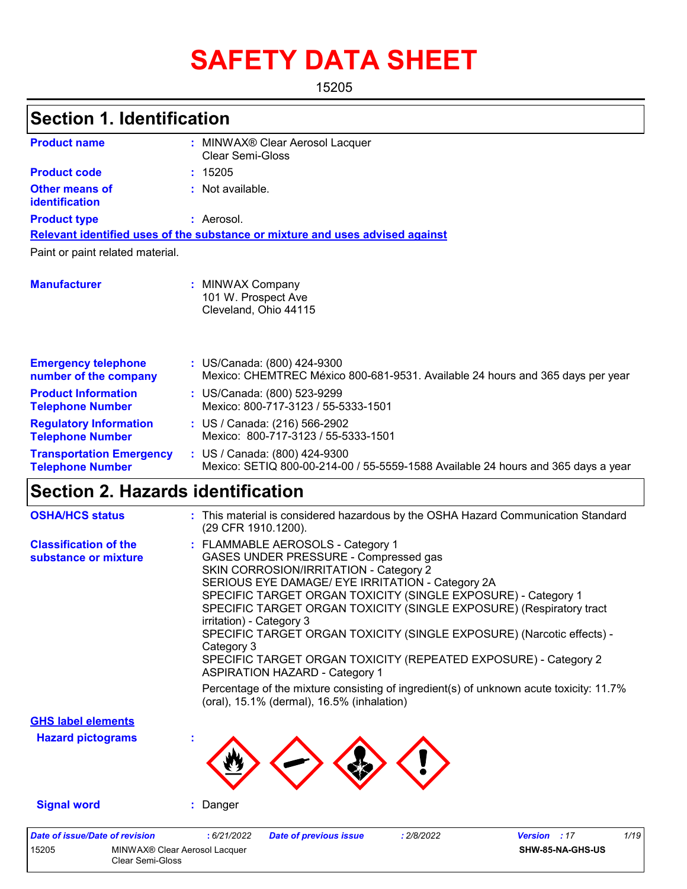# SAFETY DATA SHEET

15205

## Section 1. Identification

**Product name** : MINWAX® Clear Aerosol Lacquer
Clear Semi-Gloss

**Product code** : 15205

**Other means of identification** : Not available.

**Product type** : Aerosol.

**Relevant identified uses of the substance or mixture and uses advised against**

Paint or paint related material.

**Manufacturer** : MINWAX Company
101 W. Prospect Ave
Cleveland, Ohio 44115

**Emergency telephone number of the company** : US/Canada: (800) 424-9300
Mexico: CHEMTREC México 800-681-9531. Available 24 hours and 365 days per year

**Product Information Telephone Number** : US/Canada: (800) 523-9299
Mexico: 800-717-3123 / 55-5333-1501

**Regulatory Information Telephone Number** : US / Canada: (216) 566-2902
Mexico: 800-717-3123 / 55-5333-1501

**Transportation Emergency Telephone Number** : US / Canada: (800) 424-9300
Mexico: SETIQ 800-00-214-00 / 55-5559-1588 Available 24 hours and 365 days a year

## Section 2. Hazards identification

**OSHA/HCS status** : This material is considered hazardous by the OSHA Hazard Communication Standard (29 CFR 1910.1200).

**Classification of the substance or mixture** : FLAMMABLE AEROSOLS - Category 1
GASES UNDER PRESSURE - Compressed gas
SKIN CORROSION/IRRITATION - Category 2
SERIOUS EYE DAMAGE/ EYE IRRITATION - Category 2A
SPECIFIC TARGET ORGAN TOXICITY (SINGLE EXPOSURE) - Category 1
SPECIFIC TARGET ORGAN TOXICITY (SINGLE EXPOSURE) (Respiratory tract irritation) - Category 3
SPECIFIC TARGET ORGAN TOXICITY (SINGLE EXPOSURE) (Narcotic effects) - Category 3
SPECIFIC TARGET ORGAN TOXICITY (REPEATED EXPOSURE) - Category 2
ASPIRATION HAZARD - Category 1

Percentage of the mixture consisting of ingredient(s) of unknown acute toxicity: 11.7% (oral), 15.1% (dermal), 16.5% (inhalation)

**GHS label elements**

**Hazard pictograms** :

**Signal word** : Danger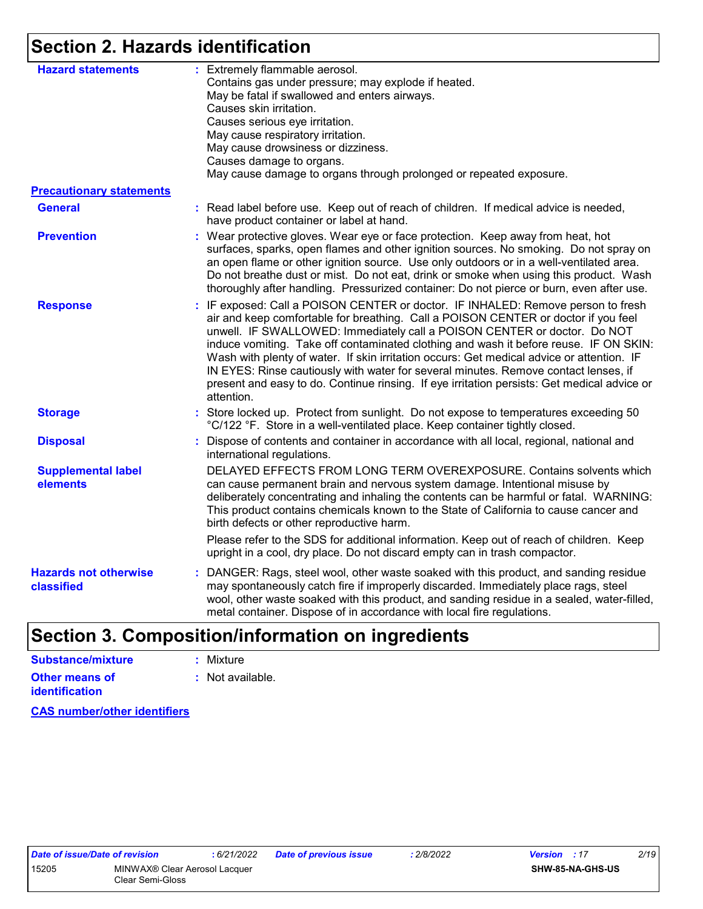# Section 2. Hazards identification

**Hazard statements** : Extremely flammable aerosol.
Contains gas under pressure; may explode if heated.
May be fatal if swallowed and enters airways.
Causes skin irritation.
Causes serious eye irritation.
May cause respiratory irritation.
May cause drowsiness or dizziness.
Causes damage to organs.
May cause damage to organs through prolonged or repeated exposure.

**Precautionary statements**

**General** : Read label before use. Keep out of reach of children. If medical advice is needed, have product container or label at hand.

**Prevention** : Wear protective gloves. Wear eye or face protection. Keep away from heat, hot surfaces, sparks, open flames and other ignition sources. No smoking. Do not spray on an open flame or other ignition source. Use only outdoors or in a well-ventilated area. Do not breathe dust or mist. Do not eat, drink or smoke when using this product. Wash thoroughly after handling. Pressurized container: Do not pierce or burn, even after use.

**Response** : IF exposed: Call a POISON CENTER or doctor. IF INHALED: Remove person to fresh air and keep comfortable for breathing. Call a POISON CENTER or doctor if you feel unwell. IF SWALLOWED: Immediately call a POISON CENTER or doctor. Do NOT induce vomiting. Take off contaminated clothing and wash it before reuse. IF ON SKIN: Wash with plenty of water. If skin irritation occurs: Get medical advice or attention. IF IN EYES: Rinse cautiously with water for several minutes. Remove contact lenses, if present and easy to do. Continue rinsing. If eye irritation persists: Get medical advice or attention.

**Storage** : Store locked up. Protect from sunlight. Do not expose to temperatures exceeding 50 °C/122 °F. Store in a well-ventilated place. Keep container tightly closed.

**Disposal** : Dispose of contents and container in accordance with all local, regional, national and international regulations.

**Supplemental label elements** DELAYED EFFECTS FROM LONG TERM OVEREXPOSURE. Contains solvents which can cause permanent brain and nervous system damage. Intentional misuse by deliberately concentrating and inhaling the contents can be harmful or fatal. WARNING: This product contains chemicals known to the State of California to cause cancer and birth defects or other reproductive harm.

Please refer to the SDS for additional information. Keep out of reach of children. Keep upright in a cool, dry place. Do not discard empty can in trash compactor.

**Hazards not otherwise classified** : DANGER: Rags, steel wool, other waste soaked with this product, and sanding residue may spontaneously catch fire if improperly discarded. Immediately place rags, steel wool, other waste soaked with this product, and sanding residue in a sealed, water-filled, metal container. Dispose of in accordance with local fire regulations.

# Section 3. Composition/information on ingredients

**Substance/mixture** : Mixture

**Other means of identification** : Not available.

**CAS number/other identifiers**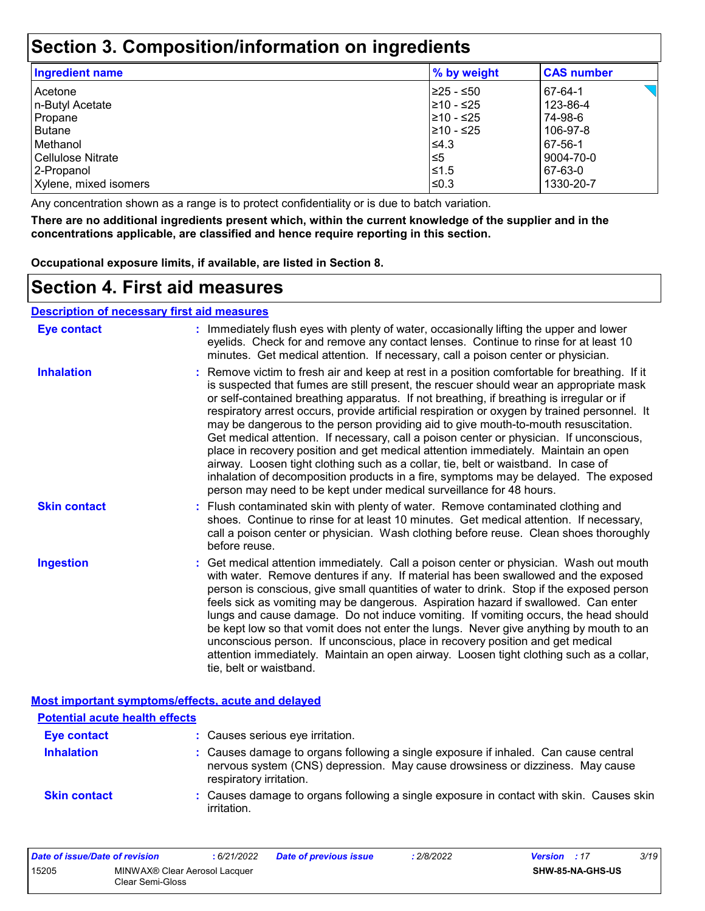# Section 3. Composition/information on ingredients

| Ingredient name | % by weight | CAS number |
| --- | --- | --- |
| Acetone | ≥25 - ≤50 | 67-64-1 |
| n-Butyl Acetate | ≥10 - ≤25 | 123-86-4 |
| Propane | ≥10 - ≤25 | 74-98-6 |
| Butane | ≥10 - ≤25 | 106-97-8 |
| Methanol | ≤4.3 | 67-56-1 |
| Cellulose Nitrate | ≤5 | 9004-70-0 |
| 2-Propanol | ≤1.5 | 67-63-0 |
| Xylene, mixed isomers | ≤0.3 | 1330-20-7 |

Any concentration shown as a range is to protect confidentiality or is due to batch variation.

**There are no additional ingredients present which, within the current knowledge of the supplier and in the concentrations applicable, are classified and hence require reporting in this section.**

**Occupational exposure limits, if available, are listed in Section 8.**

# Section 4. First aid measures

## Description of necessary first aid measures

**Eye contact** : Immediately flush eyes with plenty of water, occasionally lifting the upper and lower eyelids. Check for and remove any contact lenses. Continue to rinse for at least 10 minutes. Get medical attention. If necessary, call a poison center or physician.

**Inhalation** : Remove victim to fresh air and keep at rest in a position comfortable for breathing. If it is suspected that fumes are still present, the rescuer should wear an appropriate mask or self-contained breathing apparatus. If not breathing, if breathing is irregular or if respiratory arrest occurs, provide artificial respiration or oxygen by trained personnel. It may be dangerous to the person providing aid to give mouth-to-mouth resuscitation. Get medical attention. If necessary, call a poison center or physician. If unconscious, place in recovery position and get medical attention immediately. Maintain an open airway. Loosen tight clothing such as a collar, tie, belt or waistband. In case of inhalation of decomposition products in a fire, symptoms may be delayed. The exposed person may need to be kept under medical surveillance for 48 hours.

**Skin contact** : Flush contaminated skin with plenty of water. Remove contaminated clothing and shoes. Continue to rinse for at least 10 minutes. Get medical attention. If necessary, call a poison center or physician. Wash clothing before reuse. Clean shoes thoroughly before reuse.

**Ingestion** : Get medical attention immediately. Call a poison center or physician. Wash out mouth with water. Remove dentures if any. If material has been swallowed and the exposed person is conscious, give small quantities of water to drink. Stop if the exposed person feels sick as vomiting may be dangerous. Aspiration hazard if swallowed. Can enter lungs and cause damage. Do not induce vomiting. If vomiting occurs, the head should be kept low so that vomit does not enter the lungs. Never give anything by mouth to an unconscious person. If unconscious, place in recovery position and get medical attention immediately. Maintain an open airway. Loosen tight clothing such as a collar, tie, belt or waistband.

## Most important symptoms/effects, acute and delayed

### Potential acute health effects

**Eye contact** : Causes serious eye irritation.

**Inhalation** : Causes damage to organs following a single exposure if inhaled. Can cause central nervous system (CNS) depression. May cause drowsiness or dizziness. May cause respiratory irritation.

**Skin contact** : Causes damage to organs following a single exposure in contact with skin. Causes skin irritation.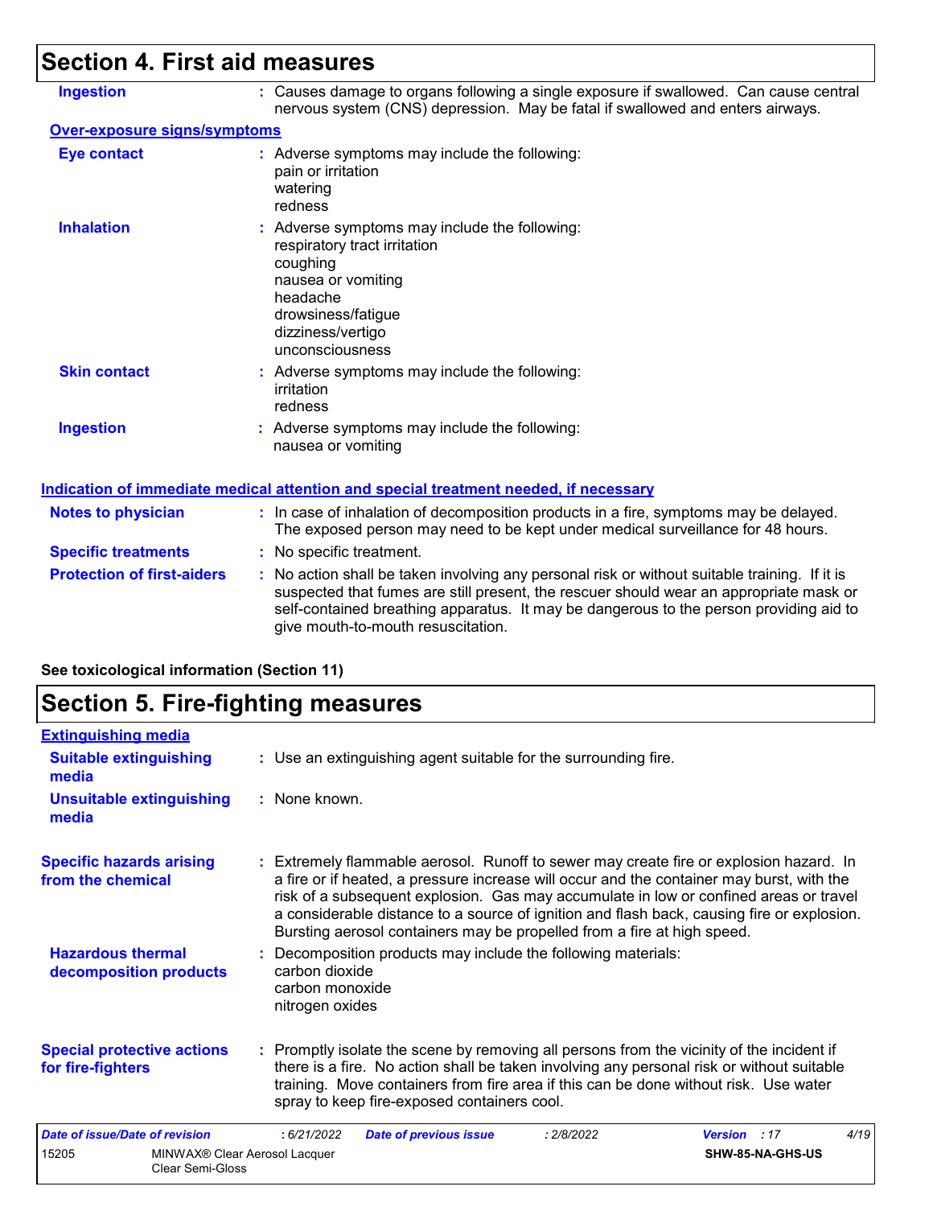## Section 4. First aid measures

**Ingestion** : Causes damage to organs following a single exposure if swallowed. Can cause central nervous system (CNS) depression. May be fatal if swallowed and enters airways.

**Over-exposure signs/symptoms**

**Eye contact** : Adverse symptoms may include the following:
pain or irritation
watering
redness

**Inhalation** : Adverse symptoms may include the following:
respiratory tract irritation
coughing
nausea or vomiting
headache
drowsiness/fatigue
dizziness/vertigo
unconsciousness

**Skin contact** : Adverse symptoms may include the following:
irritation
redness

**Ingestion** : Adverse symptoms may include the following:
nausea or vomiting

**Indication of immediate medical attention and special treatment needed, if necessary**

**Notes to physician** : In case of inhalation of decomposition products in a fire, symptoms may be delayed. The exposed person may need to be kept under medical surveillance for 48 hours.

**Specific treatments** : No specific treatment.

**Protection of first-aiders** : No action shall be taken involving any personal risk or without suitable training. If it is suspected that fumes are still present, the rescuer should wear an appropriate mask or self-contained breathing apparatus. It may be dangerous to the person providing aid to give mouth-to-mouth resuscitation.

**See toxicological information (Section 11)**

## Section 5. Fire-fighting measures

**Extinguishing media**

**Suitable extinguishing media** : Use an extinguishing agent suitable for the surrounding fire.

**Unsuitable extinguishing media** : None known.

**Specific hazards arising from the chemical** : Extremely flammable aerosol. Runoff to sewer may create fire or explosion hazard. In a fire or if heated, a pressure increase will occur and the container may burst, with the risk of a subsequent explosion. Gas may accumulate in low or confined areas or travel a considerable distance to a source of ignition and flash back, causing fire or explosion. Bursting aerosol containers may be propelled from a fire at high speed.

**Hazardous thermal decomposition products** : Decomposition products may include the following materials:
carbon dioxide
carbon monoxide
nitrogen oxides

**Special protective actions for fire-fighters** : Promptly isolate the scene by removing all persons from the vicinity of the incident if there is a fire. No action shall be taken involving any personal risk or without suitable training. Move containers from fire area if this can be done without risk. Use water spray to keep fire-exposed containers cool.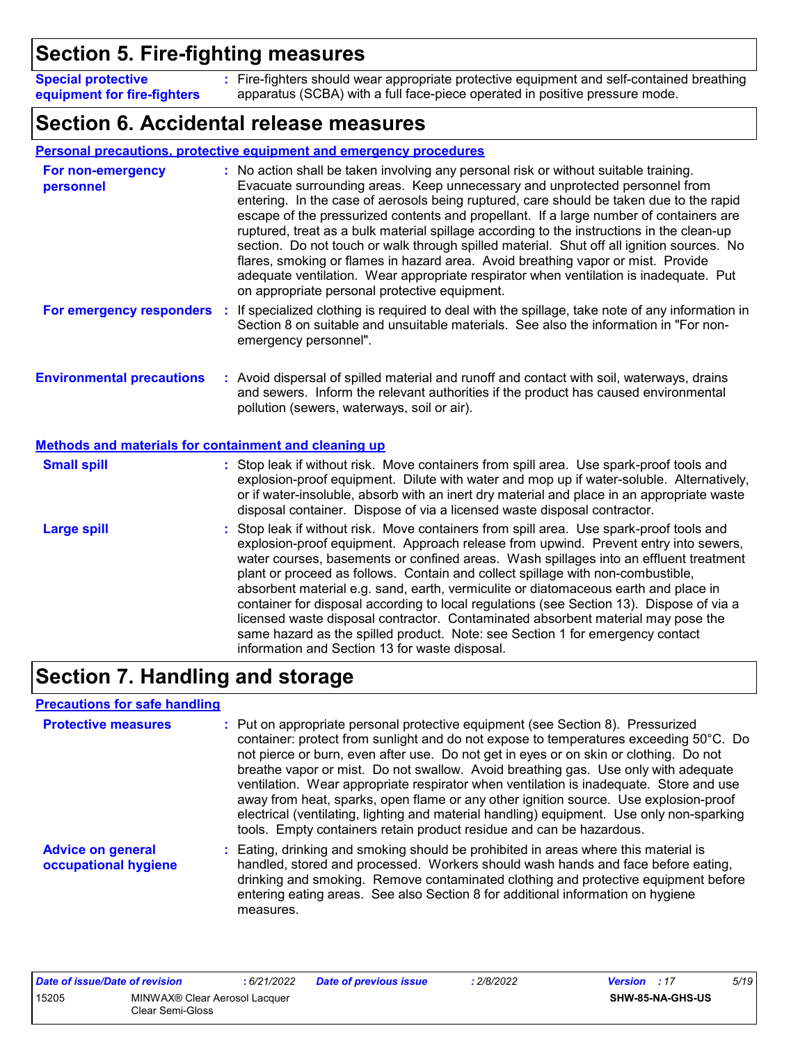## Section 5. Fire-fighting measures

**Special protective equipment for fire-fighters** : Fire-fighters should wear appropriate protective equipment and self-contained breathing apparatus (SCBA) with a full face-piece operated in positive pressure mode.

## Section 6. Accidental release measures

### Personal precautions, protective equipment and emergency procedures

**For non-emergency personnel** : No action shall be taken involving any personal risk or without suitable training. Evacuate surrounding areas. Keep unnecessary and unprotected personnel from entering. In the case of aerosols being ruptured, care should be taken due to the rapid escape of the pressurized contents and propellant. If a large number of containers are ruptured, treat as a bulk material spillage according to the instructions in the clean-up section. Do not touch or walk through spilled material. Shut off all ignition sources. No flares, smoking or flames in hazard area. Avoid breathing vapor or mist. Provide adequate ventilation. Wear appropriate respirator when ventilation is inadequate. Put on appropriate personal protective equipment.

**For emergency responders** : If specialized clothing is required to deal with the spillage, take note of any information in Section 8 on suitable and unsuitable materials. See also the information in "For non-emergency personnel".

**Environmental precautions** : Avoid dispersal of spilled material and runoff and contact with soil, waterways, drains and sewers. Inform the relevant authorities if the product has caused environmental pollution (sewers, waterways, soil or air).

### Methods and materials for containment and cleaning up

**Small spill** : Stop leak if without risk. Move containers from spill area. Use spark-proof tools and explosion-proof equipment. Dilute with water and mop up if water-soluble. Alternatively, or if water-insoluble, absorb with an inert dry material and place in an appropriate waste disposal container. Dispose of via a licensed waste disposal contractor.

**Large spill** : Stop leak if without risk. Move containers from spill area. Use spark-proof tools and explosion-proof equipment. Approach release from upwind. Prevent entry into sewers, water courses, basements or confined areas. Wash spillages into an effluent treatment plant or proceed as follows. Contain and collect spillage with non-combustible, absorbent material e.g. sand, earth, vermiculite or diatomaceous earth and place in container for disposal according to local regulations (see Section 13). Dispose of via a licensed waste disposal contractor. Contaminated absorbent material may pose the same hazard as the spilled product. Note: see Section 1 for emergency contact information and Section 13 for waste disposal.

## Section 7. Handling and storage

### Precautions for safe handling

**Protective measures** : Put on appropriate personal protective equipment (see Section 8). Pressurized container: protect from sunlight and do not expose to temperatures exceeding 50°C. Do not pierce or burn, even after use. Do not get in eyes or on skin or clothing. Do not breathe vapor or mist. Do not swallow. Avoid breathing gas. Use only with adequate ventilation. Wear appropriate respirator when ventilation is inadequate. Store and use away from heat, sparks, open flame or any other ignition source. Use explosion-proof electrical (ventilating, lighting and material handling) equipment. Use only non-sparking tools. Empty containers retain product residue and can be hazardous.

**Advice on general occupational hygiene** : Eating, drinking and smoking should be prohibited in areas where this material is handled, stored and processed. Workers should wash hands and face before eating, drinking and smoking. Remove contaminated clothing and protective equipment before entering eating areas. See also Section 8 for additional information on hygiene measures.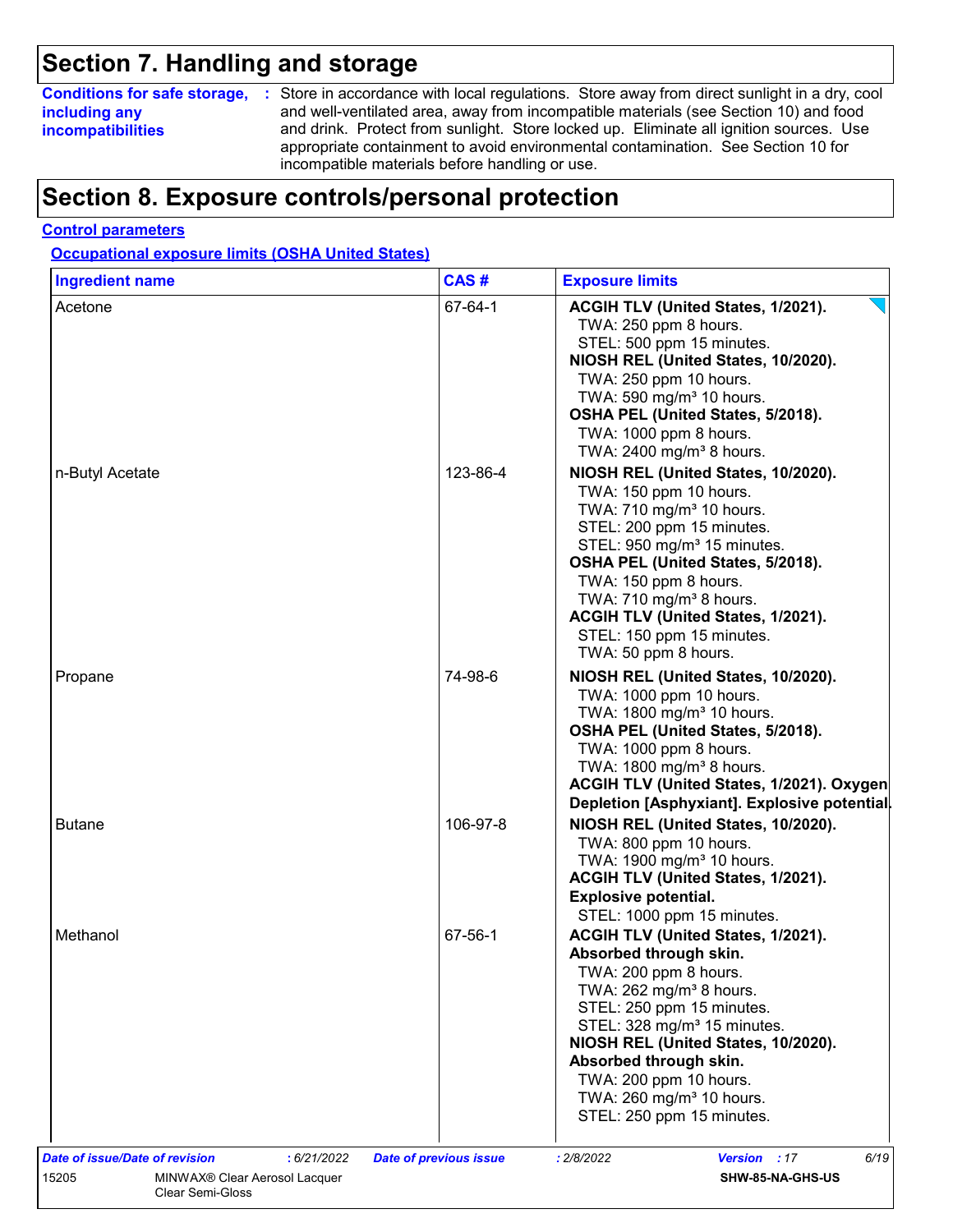# Section 7. Handling and storage

**Conditions for safe storage, including any incompatibilities** : Store in accordance with local regulations. Store away from direct sunlight in a dry, cool and well-ventilated area, away from incompatible materials (see Section 10) and food and drink. Protect from sunlight. Store locked up. Eliminate all ignition sources. Use appropriate containment to avoid environmental contamination. See Section 10 for incompatible materials before handling or use.

# Section 8. Exposure controls/personal protection

**Control parameters**

**Occupational exposure limits (OSHA United States)**

| Ingredient name | CAS # | Exposure limits |
|---|---|---|
| Acetone | 67-64-1 | **ACGIH TLV (United States, 1/2021).**<br>TWA: 250 ppm 8 hours.<br>STEL: 500 ppm 15 minutes.<br>**NIOSH REL (United States, 10/2020).**<br>TWA: 250 ppm 10 hours.<br>TWA: 590 mg/m³ 10 hours.<br>**OSHA PEL (United States, 5/2018).**<br>TWA: 1000 ppm 8 hours.<br>TWA: 2400 mg/m³ 8 hours. |
| n-Butyl Acetate | 123-86-4 | **NIOSH REL (United States, 10/2020).**<br>TWA: 150 ppm 10 hours.<br>TWA: 710 mg/m³ 10 hours.<br>STEL: 200 ppm 15 minutes.<br>STEL: 950 mg/m³ 15 minutes.<br>**OSHA PEL (United States, 5/2018).**<br>TWA: 150 ppm 8 hours.<br>TWA: 710 mg/m³ 8 hours.<br>**ACGIH TLV (United States, 1/2021).**<br>STEL: 150 ppm 15 minutes.<br>TWA: 50 ppm 8 hours. |
| Propane | 74-98-6 | **NIOSH REL (United States, 10/2020).**<br>TWA: 1000 ppm 10 hours.<br>TWA: 1800 mg/m³ 10 hours.<br>**OSHA PEL (United States, 5/2018).**<br>TWA: 1000 ppm 8 hours.<br>TWA: 1800 mg/m³ 8 hours.<br>**ACGIH TLV (United States, 1/2021). Oxygen Depletion [Asphyxiant]. Explosive potential.** |
| Butane | 106-97-8 | **NIOSH REL (United States, 10/2020).**<br>TWA: 800 ppm 10 hours.<br>TWA: 1900 mg/m³ 10 hours.<br>**ACGIH TLV (United States, 1/2021). Explosive potential.**<br>STEL: 1000 ppm 15 minutes. |
| Methanol | 67-56-1 | **ACGIH TLV (United States, 1/2021). Absorbed through skin.**<br>TWA: 200 ppm 8 hours.<br>TWA: 262 mg/m³ 8 hours.<br>STEL: 250 ppm 15 minutes.<br>STEL: 328 mg/m³ 15 minutes.<br>**NIOSH REL (United States, 10/2020). Absorbed through skin.**<br>TWA: 200 ppm 10 hours.<br>TWA: 260 mg/m³ 10 hours.<br>STEL: 250 ppm 15 minutes. |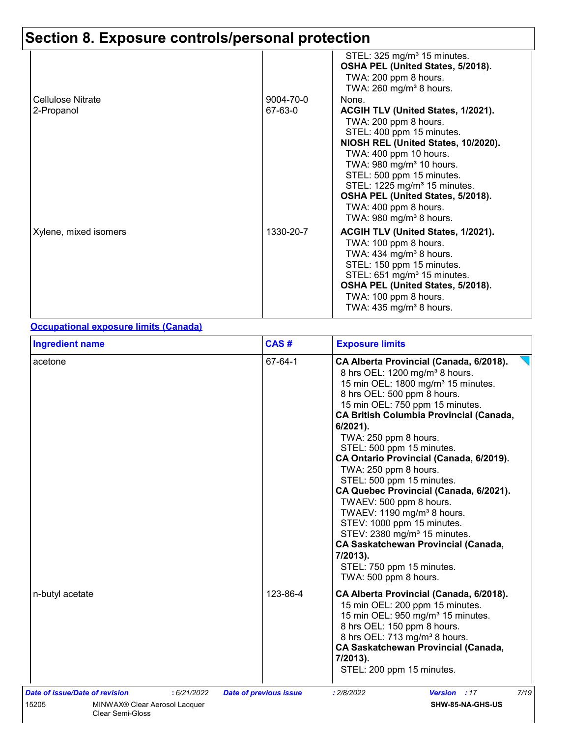## Section 8. Exposure controls/personal protection

| | | |
|---|---|---|
| | | STEL: 325 mg/m³ 15 minutes.<br>**OSHA PEL (United States, 5/2018).**<br>TWA: 200 ppm 8 hours.<br>TWA: 260 mg/m³ 8 hours. |
| Cellulose Nitrate | 9004-70-0 | None. |
| 2-Propanol | 67-63-0 | **ACGIH TLV (United States, 1/2021).**<br>TWA: 200 ppm 8 hours.<br>STEL: 400 ppm 15 minutes.<br>**NIOSH REL (United States, 10/2020).**<br>TWA: 400 ppm 10 hours.<br>TWA: 980 mg/m³ 10 hours.<br>STEL: 500 ppm 15 minutes.<br>STEL: 1225 mg/m³ 15 minutes.<br>**OSHA PEL (United States, 5/2018).**<br>TWA: 400 ppm 8 hours.<br>TWA: 980 mg/m³ 8 hours. |
| Xylene, mixed isomers | 1330-20-7 | **ACGIH TLV (United States, 1/2021).**<br>TWA: 100 ppm 8 hours.<br>TWA: 434 mg/m³ 8 hours.<br>STEL: 150 ppm 15 minutes.<br>STEL: 651 mg/m³ 15 minutes.<br>**OSHA PEL (United States, 5/2018).**<br>TWA: 100 ppm 8 hours.<br>TWA: 435 mg/m³ 8 hours. |

**Occupational exposure limits (Canada)**

| Ingredient name | CAS # | Exposure limits |
|---|---|---|
| acetone | 67-64-1 | **CA Alberta Provincial (Canada, 6/2018).**<br>8 hrs OEL: 1200 mg/m³ 8 hours.<br>15 min OEL: 1800 mg/m³ 15 minutes.<br>8 hrs OEL: 500 ppm 8 hours.<br>15 min OEL: 750 ppm 15 minutes.<br>**CA British Columbia Provincial (Canada, 6/2021).**<br>TWA: 250 ppm 8 hours.<br>STEL: 500 ppm 15 minutes.<br>**CA Ontario Provincial (Canada, 6/2019).**<br>TWA: 250 ppm 8 hours.<br>STEL: 500 ppm 15 minutes.<br>**CA Quebec Provincial (Canada, 6/2021).**<br>TWAEV: 500 ppm 8 hours.<br>TWAEV: 1190 mg/m³ 8 hours.<br>STEV: 1000 ppm 15 minutes.<br>STEV: 2380 mg/m³ 15 minutes.<br>**CA Saskatchewan Provincial (Canada, 7/2013).**<br>STEL: 750 ppm 15 minutes.<br>TWA: 500 ppm 8 hours. |
| n-butyl acetate | 123-86-4 | **CA Alberta Provincial (Canada, 6/2018).**<br>15 min OEL: 200 ppm 15 minutes.<br>15 min OEL: 950 mg/m³ 15 minutes.<br>8 hrs OEL: 150 ppm 8 hours.<br>8 hrs OEL: 713 mg/m³ 8 hours.<br>**CA Saskatchewan Provincial (Canada, 7/2013).**<br>STEL: 200 ppm 15 minutes. |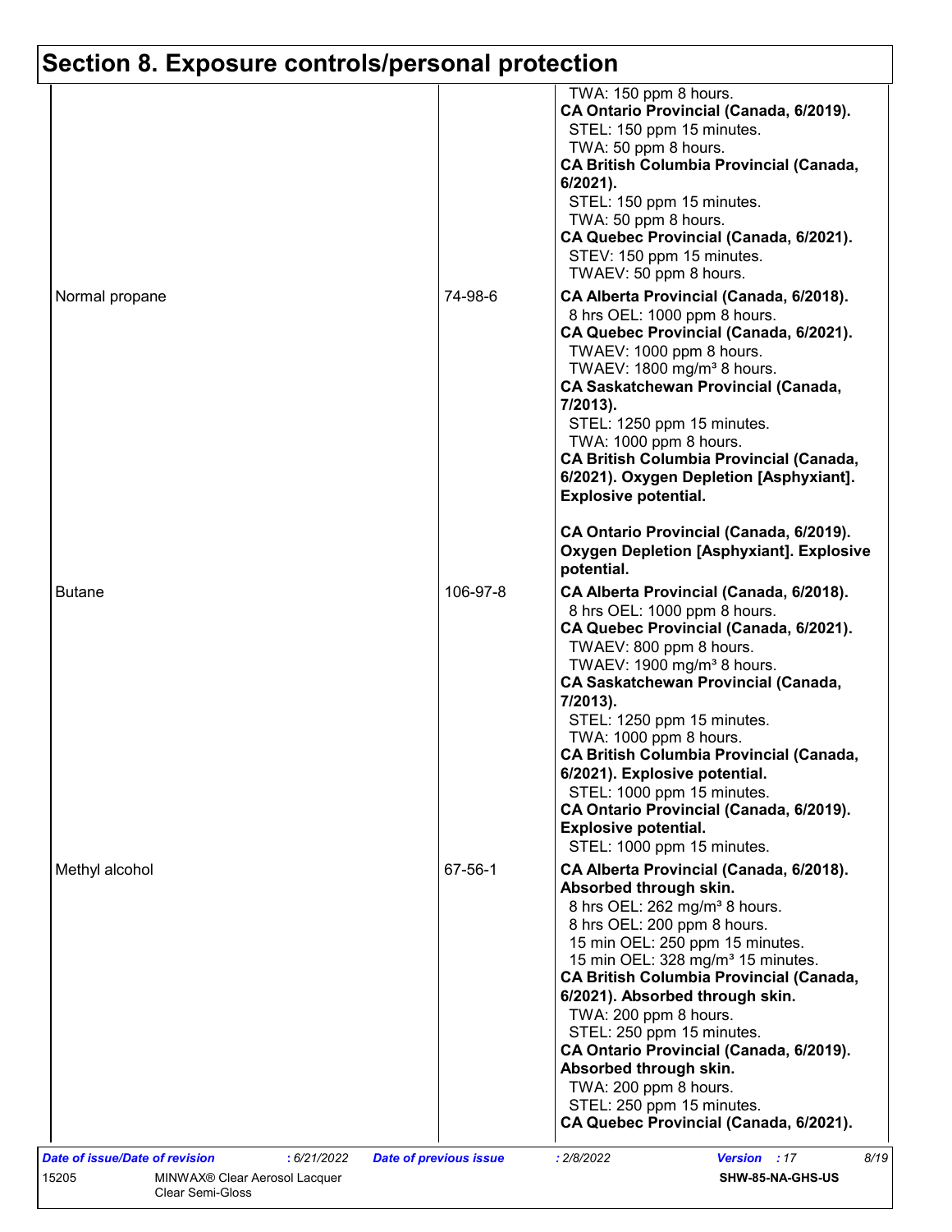# Section 8. Exposure controls/personal protection

| | | |
|---|---|---|
| | | TWA: 150 ppm 8 hours.<br>**CA Ontario Provincial (Canada, 6/2019).**<br>STEL: 150 ppm 15 minutes.<br>TWA: 50 ppm 8 hours.<br>**CA British Columbia Provincial (Canada, 6/2021).**<br>STEL: 150 ppm 15 minutes.<br>TWA: 50 ppm 8 hours.<br>**CA Quebec Provincial (Canada, 6/2021).**<br>STEV: 150 ppm 15 minutes.<br>TWAEV: 50 ppm 8 hours. |
| Normal propane | 74-98-6 | **CA Alberta Provincial (Canada, 6/2018).**<br>8 hrs OEL: 1000 ppm 8 hours.<br>**CA Quebec Provincial (Canada, 6/2021).**<br>TWAEV: 1000 ppm 8 hours.<br>TWAEV: 1800 mg/m³ 8 hours.<br>**CA Saskatchewan Provincial (Canada, 7/2013).**<br>STEL: 1250 ppm 15 minutes.<br>TWA: 1000 ppm 8 hours.<br>**CA British Columbia Provincial (Canada, 6/2021). Oxygen Depletion [Asphyxiant]. Explosive potential.**<br><br>**CA Ontario Provincial (Canada, 6/2019). Oxygen Depletion [Asphyxiant]. Explosive potential.** |
| Butane | 106-97-8 | **CA Alberta Provincial (Canada, 6/2018).**<br>8 hrs OEL: 1000 ppm 8 hours.<br>**CA Quebec Provincial (Canada, 6/2021).**<br>TWAEV: 800 ppm 8 hours.<br>TWAEV: 1900 mg/m³ 8 hours.<br>**CA Saskatchewan Provincial (Canada, 7/2013).**<br>STEL: 1250 ppm 15 minutes.<br>TWA: 1000 ppm 8 hours.<br>**CA British Columbia Provincial (Canada, 6/2021). Explosive potential.**<br>STEL: 1000 ppm 15 minutes.<br>**CA Ontario Provincial (Canada, 6/2019). Explosive potential.**<br>STEL: 1000 ppm 15 minutes. |
| Methyl alcohol | 67-56-1 | **CA Alberta Provincial (Canada, 6/2018). Absorbed through skin.**<br>8 hrs OEL: 262 mg/m³ 8 hours.<br>8 hrs OEL: 200 ppm 8 hours.<br>15 min OEL: 250 ppm 15 minutes.<br>15 min OEL: 328 mg/m³ 15 minutes.<br>**CA British Columbia Provincial (Canada, 6/2021). Absorbed through skin.**<br>TWA: 200 ppm 8 hours.<br>STEL: 250 ppm 15 minutes.<br>**CA Ontario Provincial (Canada, 6/2019). Absorbed through skin.**<br>TWA: 200 ppm 8 hours.<br>STEL: 250 ppm 15 minutes.<br>**CA Quebec Provincial (Canada, 6/2021).** |

*Date of issue/Date of revision* : 6/21/2022 *Date of previous issue* : 2/8/2022 *Version* : 17

15205 MINWAX® Clear Aerosol Lacquer Clear Semi-Gloss SHW-85-NA-GHS-US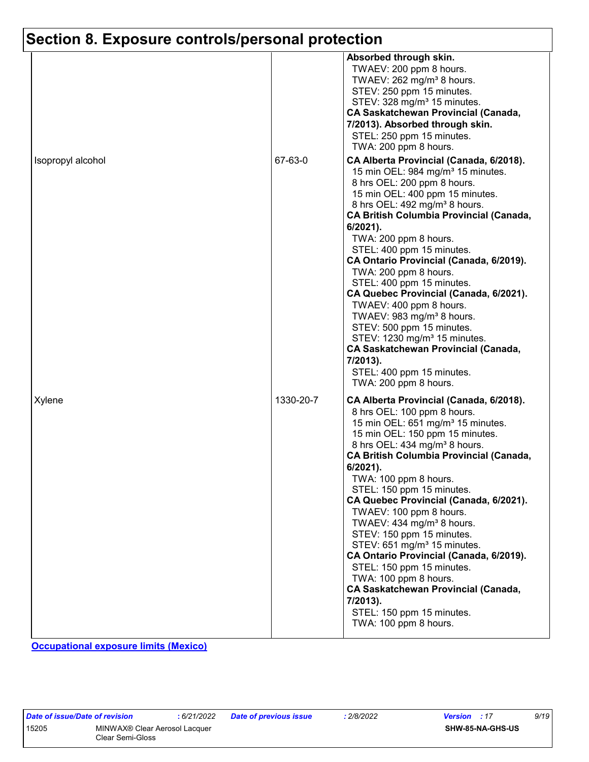## Section 8. Exposure controls/personal protection

| | | |
|---|---|---|
| | | **Absorbed through skin.**<br>TWAEV: 200 ppm 8 hours.<br>TWAEV: 262 mg/m³ 8 hours.<br>STEV: 250 ppm 15 minutes.<br>STEV: 328 mg/m³ 15 minutes.<br>**CA Saskatchewan Provincial (Canada, 7/2013). Absorbed through skin.**<br>STEL: 250 ppm 15 minutes.<br>TWA: 200 ppm 8 hours. |
| Isopropyl alcohol | 67-63-0 | **CA Alberta Provincial (Canada, 6/2018).**<br>15 min OEL: 984 mg/m³ 15 minutes.<br>8 hrs OEL: 200 ppm 8 hours.<br>15 min OEL: 400 ppm 15 minutes.<br>8 hrs OEL: 492 mg/m³ 8 hours.<br>**CA British Columbia Provincial (Canada, 6/2021).**<br>TWA: 200 ppm 8 hours.<br>STEL: 400 ppm 15 minutes.<br>**CA Ontario Provincial (Canada, 6/2019).**<br>TWA: 200 ppm 8 hours.<br>STEL: 400 ppm 15 minutes.<br>**CA Quebec Provincial (Canada, 6/2021).**<br>TWAEV: 400 ppm 8 hours.<br>TWAEV: 983 mg/m³ 8 hours.<br>STEV: 500 ppm 15 minutes.<br>STEV: 1230 mg/m³ 15 minutes.<br>**CA Saskatchewan Provincial (Canada, 7/2013).**<br>STEL: 400 ppm 15 minutes.<br>TWA: 200 ppm 8 hours. |
| Xylene | 1330-20-7 | **CA Alberta Provincial (Canada, 6/2018).**<br>8 hrs OEL: 100 ppm 8 hours.<br>15 min OEL: 651 mg/m³ 15 minutes.<br>15 min OEL: 150 ppm 15 minutes.<br>8 hrs OEL: 434 mg/m³ 8 hours.<br>**CA British Columbia Provincial (Canada, 6/2021).**<br>TWA: 100 ppm 8 hours.<br>STEL: 150 ppm 15 minutes.<br>**CA Quebec Provincial (Canada, 6/2021).**<br>TWAEV: 100 ppm 8 hours.<br>TWAEV: 434 mg/m³ 8 hours.<br>STEV: 150 ppm 15 minutes.<br>STEV: 651 mg/m³ 15 minutes.<br>**CA Ontario Provincial (Canada, 6/2019).**<br>STEL: 150 ppm 15 minutes.<br>TWA: 100 ppm 8 hours.<br>**CA Saskatchewan Provincial (Canada, 7/2013).**<br>STEL: 150 ppm 15 minutes.<br>TWA: 100 ppm 8 hours. |

**Occupational exposure limits (Mexico)**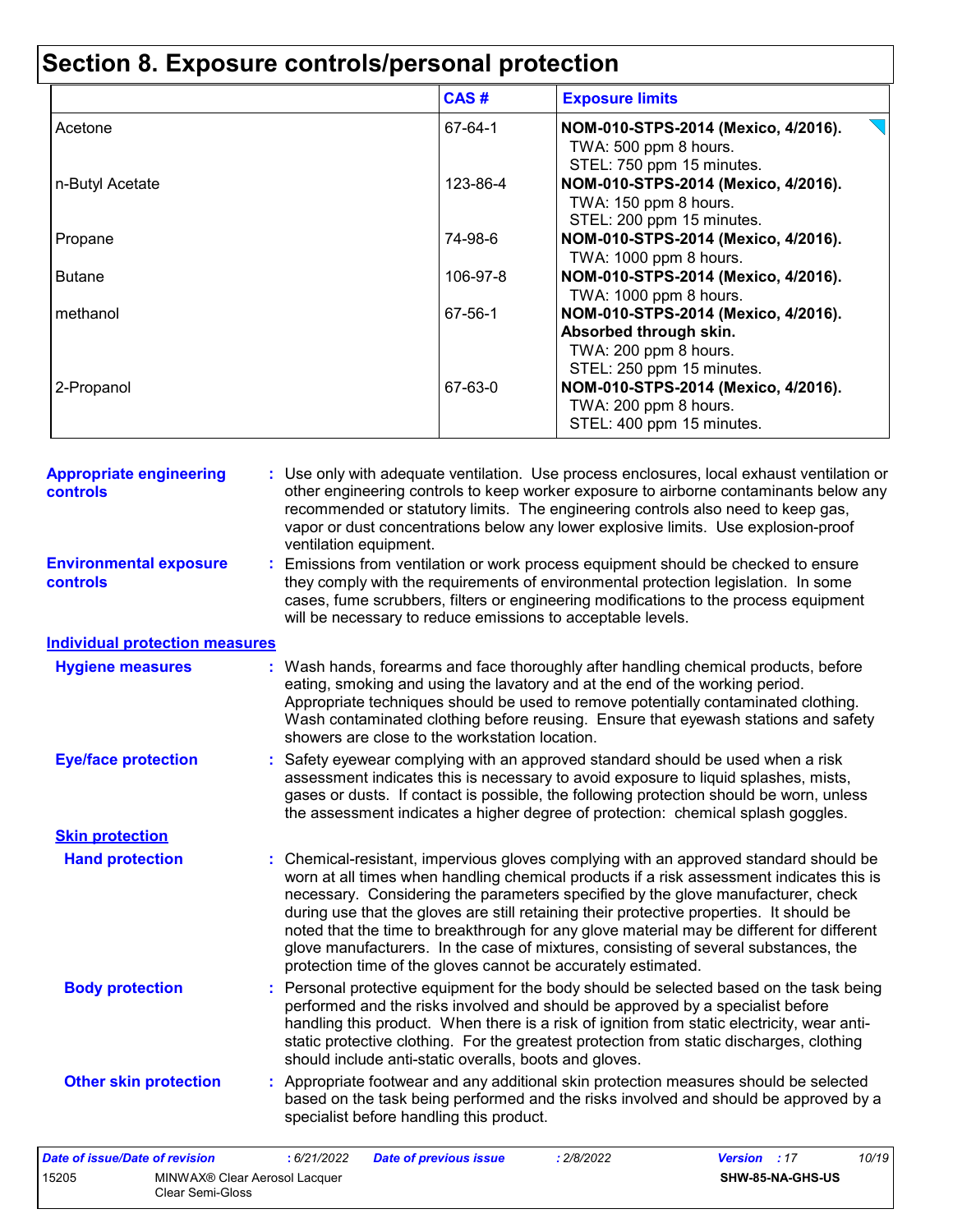# Section 8. Exposure controls/personal protection

| | CAS # | Exposure limits |
|---|---|---|
| Acetone | 67-64-1 | **NOM-010-STPS-2014 (Mexico, 4/2016).**<br>TWA: 500 ppm 8 hours.<br>STEL: 750 ppm 15 minutes. |
| n-Butyl Acetate | 123-86-4 | **NOM-010-STPS-2014 (Mexico, 4/2016).**<br>TWA: 150 ppm 8 hours.<br>STEL: 200 ppm 15 minutes. |
| Propane | 74-98-6 | **NOM-010-STPS-2014 (Mexico, 4/2016).**<br>TWA: 1000 ppm 8 hours. |
| Butane | 106-97-8 | **NOM-010-STPS-2014 (Mexico, 4/2016).**<br>TWA: 1000 ppm 8 hours. |
| methanol | 67-56-1 | **NOM-010-STPS-2014 (Mexico, 4/2016). Absorbed through skin.**<br>TWA: 200 ppm 8 hours.<br>STEL: 250 ppm 15 minutes. |
| 2-Propanol | 67-63-0 | **NOM-010-STPS-2014 (Mexico, 4/2016).**<br>TWA: 200 ppm 8 hours.<br>STEL: 400 ppm 15 minutes. |

**Appropriate engineering controls** : Use only with adequate ventilation. Use process enclosures, local exhaust ventilation or other engineering controls to keep worker exposure to airborne contaminants below any recommended or statutory limits. The engineering controls also need to keep gas, vapor or dust concentrations below any lower explosive limits. Use explosion-proof ventilation equipment.

**Environmental exposure controls** : Emissions from ventilation or work process equipment should be checked to ensure they comply with the requirements of environmental protection legislation. In some cases, fume scrubbers, filters or engineering modifications to the process equipment will be necessary to reduce emissions to acceptable levels.

## Individual protection measures

**Hygiene measures** : Wash hands, forearms and face thoroughly after handling chemical products, before eating, smoking and using the lavatory and at the end of the working period. Appropriate techniques should be used to remove potentially contaminated clothing. Wash contaminated clothing before reusing. Ensure that eyewash stations and safety showers are close to the workstation location.

**Eye/face protection** : Safety eyewear complying with an approved standard should be used when a risk assessment indicates this is necessary to avoid exposure to liquid splashes, mists, gases or dusts. If contact is possible, the following protection should be worn, unless the assessment indicates a higher degree of protection: chemical splash goggles.

### Skin protection

**Hand protection** : Chemical-resistant, impervious gloves complying with an approved standard should be worn at all times when handling chemical products if a risk assessment indicates this is necessary. Considering the parameters specified by the glove manufacturer, check during use that the gloves are still retaining their protective properties. It should be noted that the time to breakthrough for any glove material may be different for different glove manufacturers. In the case of mixtures, consisting of several substances, the protection time of the gloves cannot be accurately estimated.

**Body protection** : Personal protective equipment for the body should be selected based on the task being performed and the risks involved and should be approved by a specialist before handling this product. When there is a risk of ignition from static electricity, wear anti-static protective clothing. For the greatest protection from static discharges, clothing should include anti-static overalls, boots and gloves.

**Other skin protection** : Appropriate footwear and any additional skin protection measures should be selected based on the task being performed and the risks involved and should be approved by a specialist before handling this product.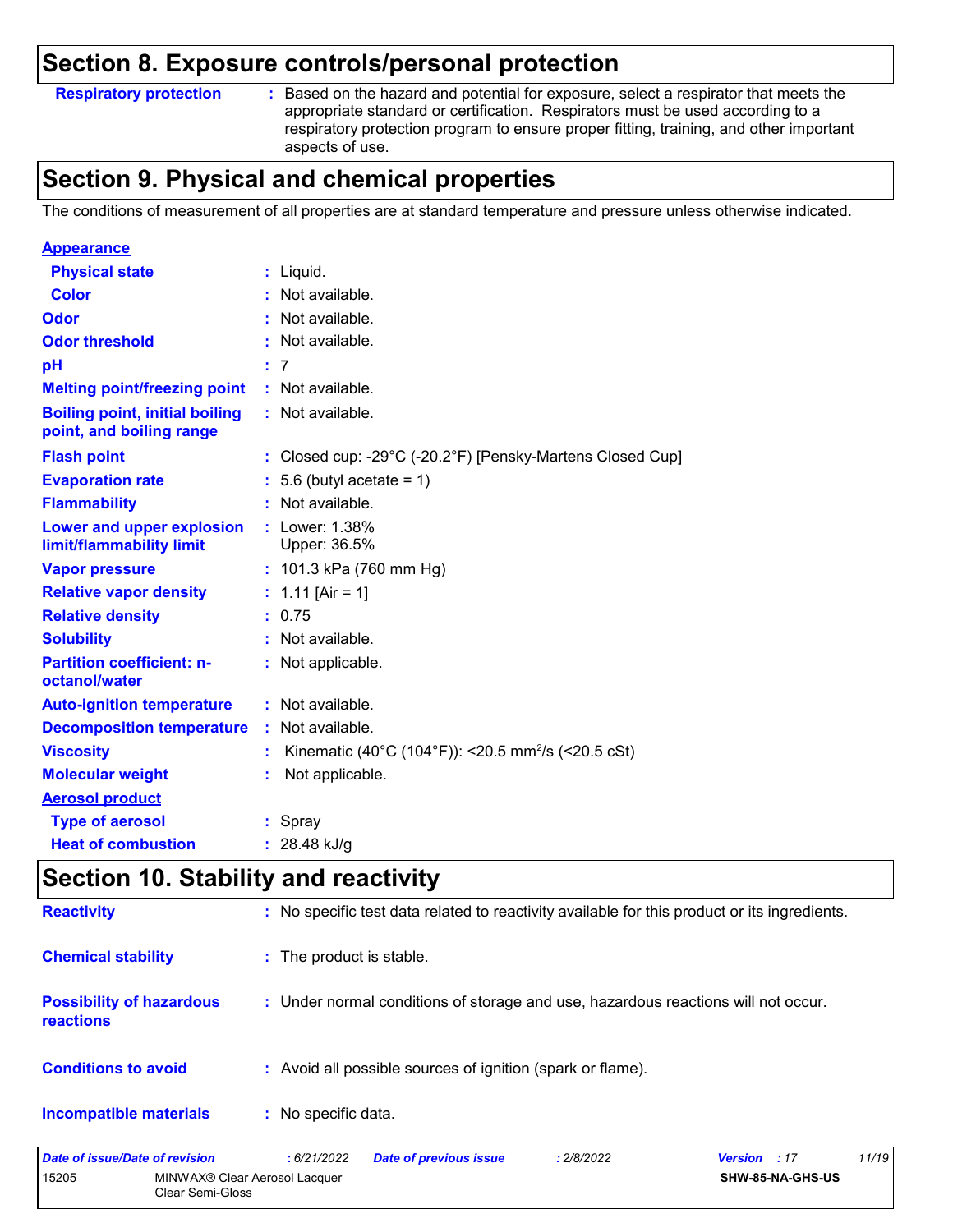## Section 8. Exposure controls/personal protection

| | |
|---|---|
| **Respiratory protection** | : Based on the hazard and potential for exposure, select a respirator that meets the appropriate standard or certification. Respirators must be used according to a respiratory protection program to ensure proper fitting, training, and other important aspects of use. |

## Section 9. Physical and chemical properties

The conditions of measurement of all properties are at standard temperature and pressure unless otherwise indicated.

**Appearance**

| | |
|---|---|
| **Physical state** | : Liquid. |
| **Color** | : Not available. |
| **Odor** | : Not available. |
| **Odor threshold** | : Not available. |
| **pH** | : 7 |
| **Melting point/freezing point** | : Not available. |
| **Boiling point, initial boiling point, and boiling range** | : Not available. |
| **Flash point** | : Closed cup: -29°C (-20.2°F) [Pensky-Martens Closed Cup] |
| **Evaporation rate** | : 5.6 (butyl acetate = 1) |
| **Flammability** | : Not available. |
| **Lower and upper explosion limit/flammability limit** | : Lower: 1.38%<br>Upper: 36.5% |
| **Vapor pressure** | : 101.3 kPa (760 mm Hg) |
| **Relative vapor density** | : 1.11 [Air = 1] |
| **Relative density** | : 0.75 |
| **Solubility** | : Not available. |
| **Partition coefficient: n-octanol/water** | : Not applicable. |
| **Auto-ignition temperature** | : Not available. |
| **Decomposition temperature** | : Not available. |
| **Viscosity** | : Kinematic (40°C (104°F)): <20.5 $mm^2/s$ (<20.5 cSt) |
| **Molecular weight** | : Not applicable. |

**Aerosol product**

| | |
|---|---|
| **Type of aerosol** | : Spray |
| **Heat of combustion** | : 28.48 kJ/g |

## Section 10. Stability and reactivity

| | |
|---|---|
| **Reactivity** | : No specific test data related to reactivity available for this product or its ingredients. |
| **Chemical stability** | : The product is stable. |
| **Possibility of hazardous reactions** | : Under normal conditions of storage and use, hazardous reactions will not occur. |
| **Conditions to avoid** | : Avoid all possible sources of ignition (spark or flame). |
| **Incompatible materials** | : No specific data. |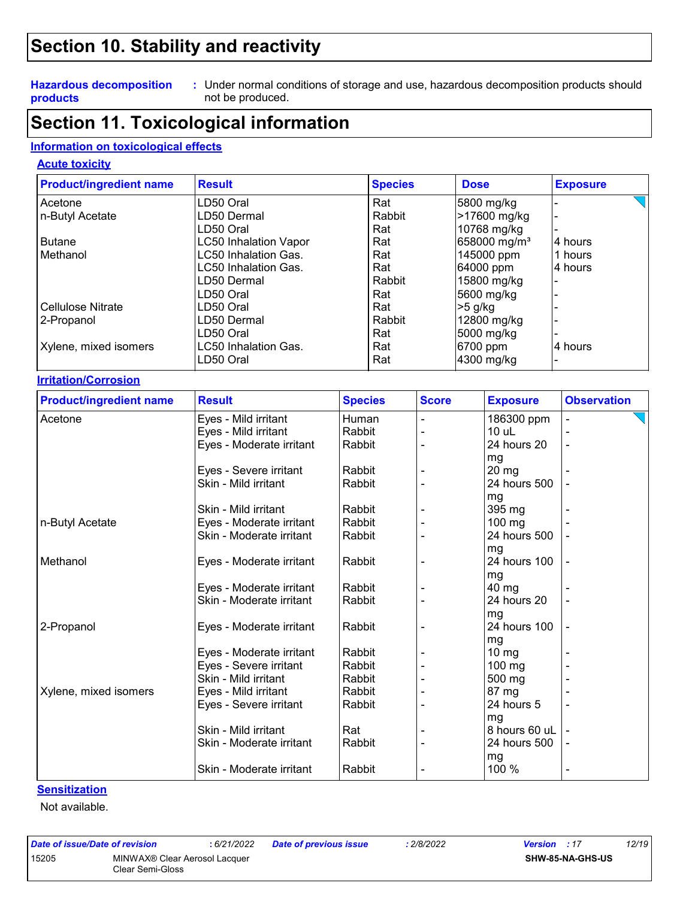# Section 10. Stability and reactivity

**Hazardous decomposition products** : Under normal conditions of storage and use, hazardous decomposition products should not be produced.

# Section 11. Toxicological information

## Information on toxicological effects

### Acute toxicity

| Product/ingredient name | Result | Species | Dose | Exposure |
|---|---|---|---|---|
| Acetone | LD50 Oral | Rat | 5800 mg/kg | - |
| n-Butyl Acetate | LD50 Dermal | Rabbit | >17600 mg/kg | - |
| | LD50 Oral | Rat | 10768 mg/kg | - |
| Butane | LC50 Inhalation Vapor | Rat | 658000 mg/m³ | 4 hours |
| Methanol | LC50 Inhalation Gas. | Rat | 145000 ppm | 1 hours |
| | LC50 Inhalation Gas. | Rat | 64000 ppm | 4 hours |
| | LD50 Dermal | Rabbit | 15800 mg/kg | - |
| | LD50 Oral | Rat | 5600 mg/kg | - |
| Cellulose Nitrate | LD50 Oral | Rat | >5 g/kg | - |
| 2-Propanol | LD50 Dermal | Rabbit | 12800 mg/kg | - |
| | LD50 Oral | Rat | 5000 mg/kg | - |
| Xylene, mixed isomers | LC50 Inhalation Gas. | Rat | 6700 ppm | 4 hours |
| | LD50 Oral | Rat | 4300 mg/kg | - |

### Irritation/Corrosion

| Product/ingredient name | Result | Species | Score | Exposure | Observation |
|---|---|---|---|---|---|
| Acetone | Eyes - Mild irritant | Human | - | 186300 ppm | - |
| | Eyes - Mild irritant | Rabbit | - | 10 uL | - |
| | Eyes - Moderate irritant | Rabbit | - | 24 hours 20 mg | - |
| | Eyes - Severe irritant | Rabbit | - | 20 mg | - |
| | Skin - Mild irritant | Rabbit | - | 24 hours 500 mg | - |
| | Skin - Mild irritant | Rabbit | - | 395 mg | - |
| n-Butyl Acetate | Eyes - Moderate irritant | Rabbit | - | 100 mg | - |
| | Skin - Moderate irritant | Rabbit | - | 24 hours 500 mg | - |
| Methanol | Eyes - Moderate irritant | Rabbit | - | 24 hours 100 mg | - |
| | Eyes - Moderate irritant | Rabbit | - | 40 mg | - |
| | Skin - Moderate irritant | Rabbit | - | 24 hours 20 mg | - |
| 2-Propanol | Eyes - Moderate irritant | Rabbit | - | 24 hours 100 mg | - |
| | Eyes - Moderate irritant | Rabbit | - | 10 mg | - |
| | Eyes - Severe irritant | Rabbit | - | 100 mg | - |
| | Skin - Mild irritant | Rabbit | - | 500 mg | - |
| Xylene, mixed isomers | Eyes - Mild irritant | Rabbit | - | 87 mg | - |
| | Eyes - Severe irritant | Rabbit | - | 24 hours 5 mg | - |
| | Skin - Mild irritant | Rat | - | 8 hours 60 uL | - |
| | Skin - Moderate irritant | Rabbit | - | 24 hours 500 mg | - |
| | Skin - Moderate irritant | Rabbit | - | 100 % | - |

### Sensitization

Not available.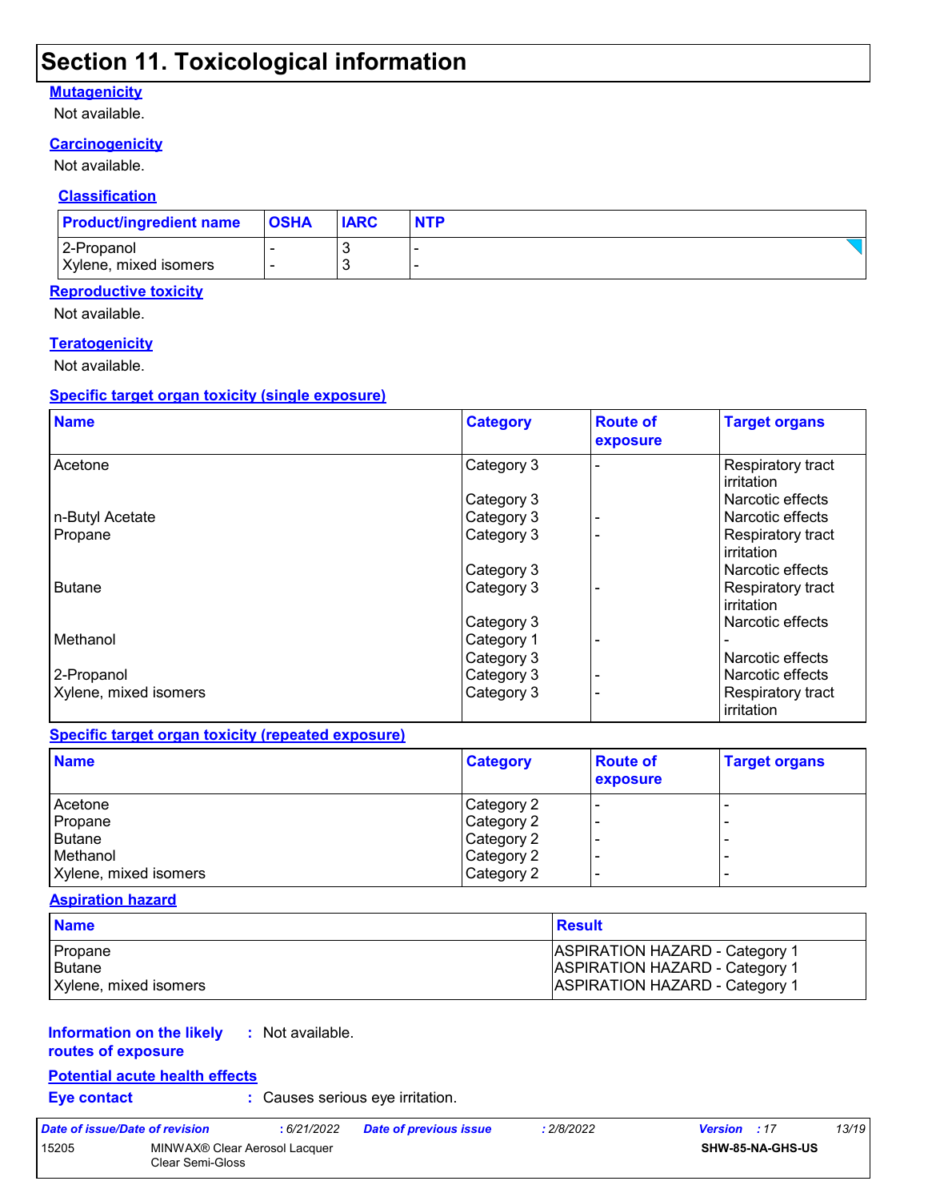# Section 11. Toxicological information

**Mutagenicity**

Not available.

**Carcinogenicity**

Not available.

**Classification**

| Product/ingredient name | OSHA | IARC | NTP |
|---|---|---|---|
| 2-Propanol | - | 3 | - |
| Xylene, mixed isomers | - | 3 | - |

**Reproductive toxicity**

Not available.

**Teratogenicity**

Not available.

**Specific target organ toxicity (single exposure)**

| Name | Category | Route of exposure | Target organs |
|---|---|---|---|
| Acetone | Category 3 | - | Respiratory tract irritation |
| | Category 3 | | Narcotic effects |
| n-Butyl Acetate | Category 3 | - | Narcotic effects |
| Propane | Category 3 | - | Respiratory tract irritation |
| | Category 3 | | Narcotic effects |
| Butane | Category 3 | - | Respiratory tract irritation |
| | Category 3 | | Narcotic effects |
| Methanol | Category 1 | - | - |
| | Category 3 | | Narcotic effects |
| 2-Propanol | Category 3 | - | Narcotic effects |
| Xylene, mixed isomers | Category 3 | - | Respiratory tract irritation |

**Specific target organ toxicity (repeated exposure)**

| Name | Category | Route of exposure | Target organs |
|---|---|---|---|
| Acetone | Category 2 | - | - |
| Propane | Category 2 | - | - |
| Butane | Category 2 | - | - |
| Methanol | Category 2 | - | - |
| Xylene, mixed isomers | Category 2 | - | - |

**Aspiration hazard**

| Name | Result |
|---|---|
| Propane | ASPIRATION HAZARD - Category 1 |
| Butane | ASPIRATION HAZARD - Category 1 |
| Xylene, mixed isomers | ASPIRATION HAZARD - Category 1 |

**Information on the likely routes of exposure** : Not available.

**Potential acute health effects**

**Eye contact** : Causes serious eye irritation.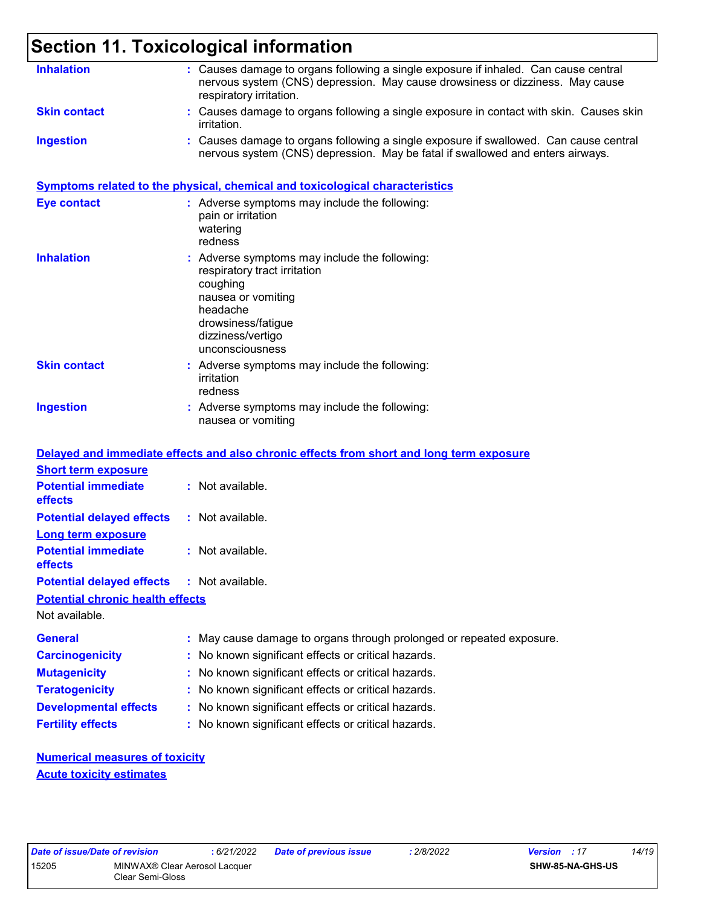# Section 11. Toxicological information

**Inhalation** : Causes damage to organs following a single exposure if inhaled. Can cause central nervous system (CNS) depression. May cause drowsiness or dizziness. May cause respiratory irritation.

**Skin contact** : Causes damage to organs following a single exposure in contact with skin. Causes skin irritation.

**Ingestion** : Causes damage to organs following a single exposure if swallowed. Can cause central nervous system (CNS) depression. May be fatal if swallowed and enters airways.

## Symptoms related to the physical, chemical and toxicological characteristics

**Eye contact** : Adverse symptoms may include the following:
pain or irritation
watering
redness

**Inhalation** : Adverse symptoms may include the following:
respiratory tract irritation
coughing
nausea or vomiting
headache
drowsiness/fatigue
dizziness/vertigo
unconsciousness

**Skin contact** : Adverse symptoms may include the following:
irritation
redness

**Ingestion** : Adverse symptoms may include the following:
nausea or vomiting

## Delayed and immediate effects and also chronic effects from short and long term exposure

### Short term exposure

**Potential immediate effects** : Not available.

**Potential delayed effects** : Not available.

### Long term exposure

**Potential immediate effects** : Not available.

**Potential delayed effects** : Not available.

### Potential chronic health effects

Not available.

**General** : May cause damage to organs through prolonged or repeated exposure.

**Carcinogenicity** : No known significant effects or critical hazards.

**Mutagenicity** : No known significant effects or critical hazards.

**Teratogenicity** : No known significant effects or critical hazards.

**Developmental effects** : No known significant effects or critical hazards.

**Fertility effects** : No known significant effects or critical hazards.

## Numerical measures of toxicity

### Acute toxicity estimates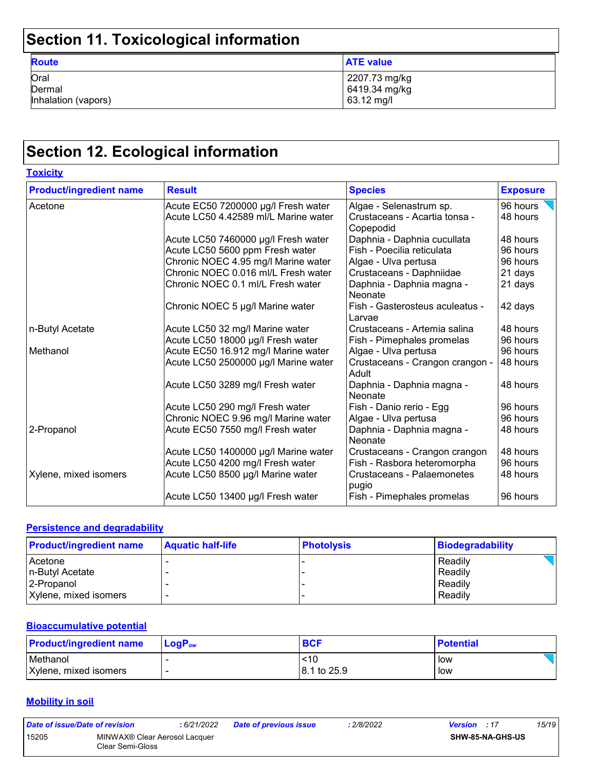## Section 11. Toxicological information

| Route | ATE value |
|---|---|
| Oral | 2207.73 mg/kg |
| Dermal | 6419.34 mg/kg |
| Inhalation (vapors) | 63.12 mg/l |

## Section 12. Ecological information

### Toxicity

| Product/ingredient name | Result | Species | Exposure |
|---|---|---|---|
| Acetone | Acute EC50 7200000 µg/l Fresh water | Algae - Selenastrum sp. | 96 hours |
| | Acute LC50 4.42589 ml/L Marine water | Crustaceans - Acartia tonsa - Copepodid | 48 hours |
| | Acute LC50 7460000 µg/l Fresh water | Daphnia - Daphnia cucullata | 48 hours |
| | Acute LC50 5600 ppm Fresh water | Fish - Poecilia reticulata | 96 hours |
| | Chronic NOEC 4.95 mg/l Marine water | Algae - Ulva pertusa | 96 hours |
| | Chronic NOEC 0.016 ml/L Fresh water | Crustaceans - Daphniidae | 21 days |
| | Chronic NOEC 0.1 ml/L Fresh water | Daphnia - Daphnia magna - Neonate | 21 days |
| | Chronic NOEC 5 µg/l Marine water | Fish - Gasterosteus aculeatus - Larvae | 42 days |
| n-Butyl Acetate | Acute LC50 32 mg/l Marine water | Crustaceans - Artemia salina | 48 hours |
| | Acute LC50 18000 µg/l Fresh water | Fish - Pimephales promelas | 96 hours |
| Methanol | Acute EC50 16.912 mg/l Marine water | Algae - Ulva pertusa | 96 hours |
| | Acute LC50 2500000 µg/l Marine water | Crustaceans - Crangon crangon - Adult | 48 hours |
| | Acute LC50 3289 mg/l Fresh water | Daphnia - Daphnia magna - Neonate | 48 hours |
| | Acute LC50 290 mg/l Fresh water | Fish - Danio rerio - Egg | 96 hours |
| | Chronic NOEC 9.96 mg/l Marine water | Algae - Ulva pertusa | 96 hours |
| 2-Propanol | Acute EC50 7550 mg/l Fresh water | Daphnia - Daphnia magna - Neonate | 48 hours |
| | Acute LC50 1400000 µg/l Marine water | Crustaceans - Crangon crangon | 48 hours |
| | Acute LC50 4200 mg/l Fresh water | Fish - Rasbora heteromorpha | 96 hours |
| Xylene, mixed isomers | Acute LC50 8500 µg/l Marine water | Crustaceans - Palaemonetes pugio | 48 hours |
| | Acute LC50 13400 µg/l Fresh water | Fish - Pimephales promelas | 96 hours |

### Persistence and degradability

| Product/ingredient name | Aquatic half-life | Photolysis | Biodegradability |
|---|---|---|---|
| Acetone | - | - | Readily |
| n-Butyl Acetate | - | - | Readily |
| 2-Propanol | - | - | Readily |
| Xylene, mixed isomers | - | - | Readily |

### Bioaccumulative potential

| Product/ingredient name | $LogP_{ow}$ | BCF | Potential |
|---|---|---|---|
| Methanol | - | <10 | low |
| Xylene, mixed isomers | - | 8.1 to 25.9 | low |

### Mobility in soil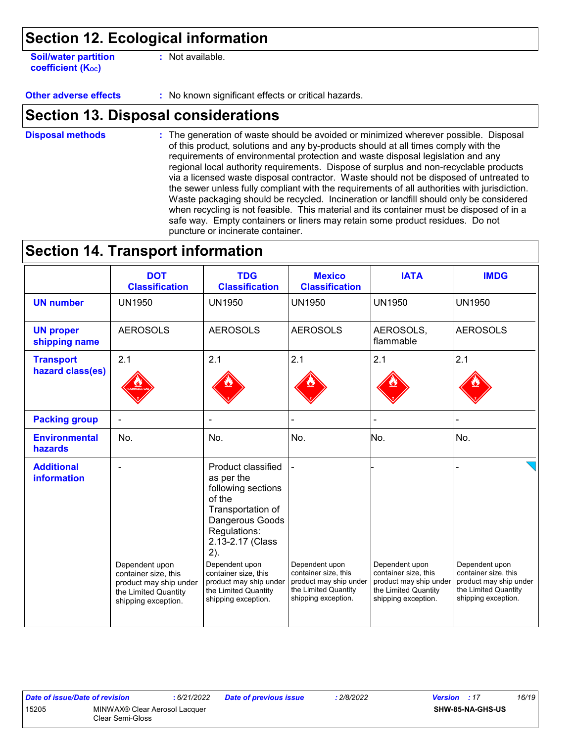## Section 12. Ecological information

**Soil/water partition coefficient ($K_{OC}$)** : Not available.

**Other adverse effects** : No known significant effects or critical hazards.

## Section 13. Disposal considerations

**Disposal methods** : The generation of waste should be avoided or minimized wherever possible. Disposal of this product, solutions and any by-products should at all times comply with the requirements of environmental protection and waste disposal legislation and any regional local authority requirements. Dispose of surplus and non-recyclable products via a licensed waste disposal contractor. Waste should not be disposed of untreated to the sewer unless fully compliant with the requirements of all authorities with jurisdiction. Waste packaging should be recycled. Incineration or landfill should only be considered when recycling is not feasible. This material and its container must be disposed of in a safe way. Empty containers or liners may retain some product residues. Do not puncture or incinerate container.

## Section 14. Transport information

| | DOT Classification | TDG Classification | Mexico Classification | IATA | IMDG |
|---|---|---|---|---|---|
| **UN number** | UN1950 | UN1950 | UN1950 | UN1950 | UN1950 |
| **UN proper shipping name** | AEROSOLS | AEROSOLS | AEROSOLS | AEROSOLS, flammable | AEROSOLS |
| **Transport hazard class(es)** | 2.1 | 2.1 | 2.1 | 2.1 | 2.1 |
| **Packing group** | - | - | - | - | - |
| **Environmental hazards** | No. | No. | No. | No. | No. |
| **Additional information** | - <br><br> Dependent upon container size, this product may ship under the Limited Quantity shipping exception. | Product classified as per the following sections of the Transportation of Dangerous Goods Regulations: 2.13-2.17 (Class 2). <br><br> Dependent upon container size, this product may ship under the Limited Quantity shipping exception. | - <br><br> Dependent upon container size, this product may ship under the Limited Quantity shipping exception. | - <br><br> Dependent upon container size, this product may ship under the Limited Quantity shipping exception. | - <br><br> Dependent upon container size, this product may ship under the Limited Quantity shipping exception. |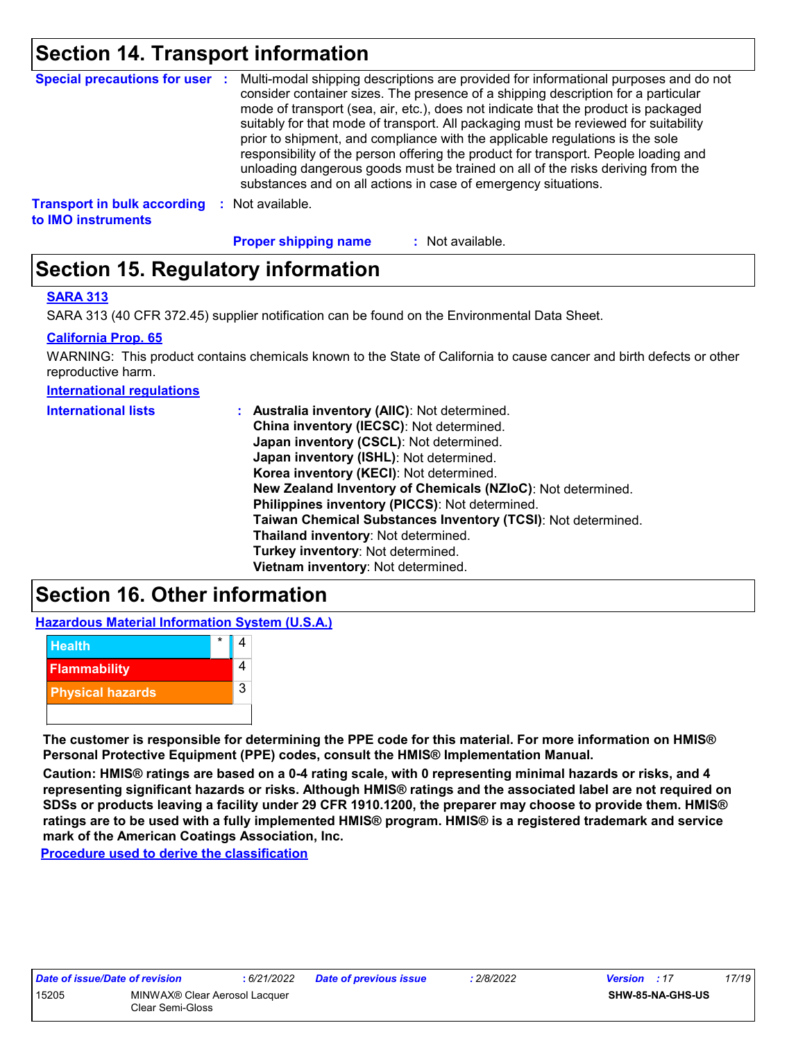## Section 14. Transport information

**Special precautions for user** : Multi-modal shipping descriptions are provided for informational purposes and do not consider container sizes. The presence of a shipping description for a particular mode of transport (sea, air, etc.), does not indicate that the product is packaged suitably for that mode of transport. All packaging must be reviewed for suitability prior to shipment, and compliance with the applicable regulations is the sole responsibility of the person offering the product for transport. People loading and unloading dangerous goods must be trained on all of the risks deriving from the substances and on all actions in case of emergency situations.

**Transport in bulk according to IMO instruments** : Not available.

**Proper shipping name** : Not available.

## Section 15. Regulatory information

**SARA 313**

SARA 313 (40 CFR 372.45) supplier notification can be found on the Environmental Data Sheet.

**California Prop. 65**

WARNING: This product contains chemicals known to the State of California to cause cancer and birth defects or other reproductive harm.

**International regulations**

**International lists** :
- **Australia inventory (AIIC)**: Not determined.
- **China inventory (IECSC)**: Not determined.
- **Japan inventory (CSCL)**: Not determined.
- **Japan inventory (ISHL)**: Not determined.
- **Korea inventory (KECI)**: Not determined.
- **New Zealand Inventory of Chemicals (NZIoC)**: Not determined.
- **Philippines inventory (PICCS)**: Not determined.
- **Taiwan Chemical Substances Inventory (TCSI)**: Not determined.
- **Thailand inventory**: Not determined.
- **Turkey inventory**: Not determined.
- **Vietnam inventory**: Not determined.

## Section 16. Other information

**Hazardous Material Information System (U.S.A.)**

| Hazard | | Rating |
|---|---|---|
| Health | * | 4 |
| Flammability | | 4 |
| Physical hazards | | 3 |

**The customer is responsible for determining the PPE code for this material. For more information on HMIS® Personal Protective Equipment (PPE) codes, consult the HMIS® Implementation Manual.**

**Caution: HMIS® ratings are based on a 0-4 rating scale, with 0 representing minimal hazards or risks, and 4 representing significant hazards or risks. Although HMIS® ratings and the associated label are not required on SDSs or products leaving a facility under 29 CFR 1910.1200, the preparer may choose to provide them. HMIS® ratings are to be used with a fully implemented HMIS® program. HMIS® is a registered trademark and service mark of the American Coatings Association, Inc.**

**Procedure used to derive the classification**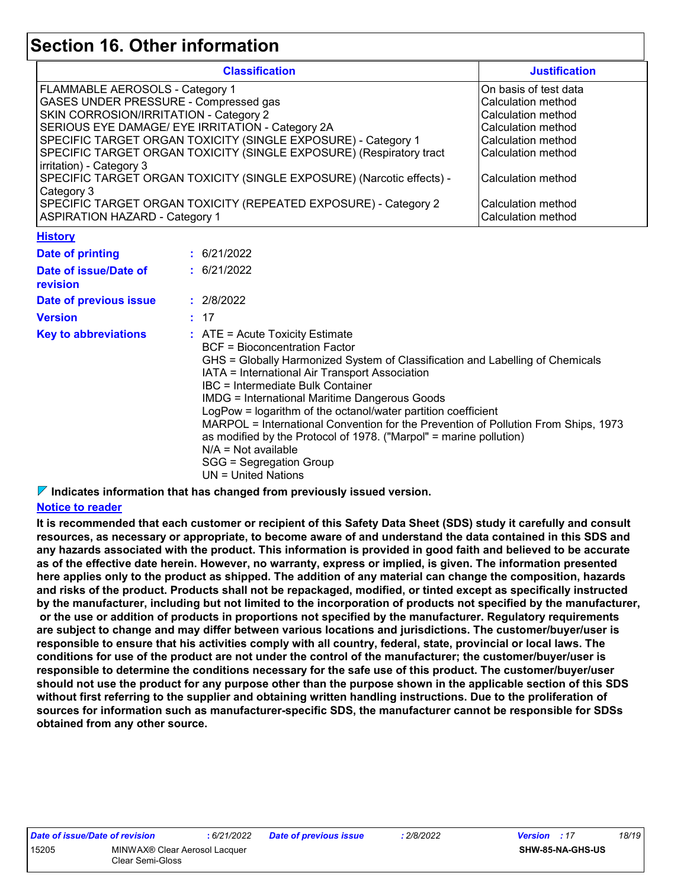# Section 16. Other information

| Classification | Justification |
| --- | --- |
| FLAMMABLE AEROSOLS - Category 1 | On basis of test data |
| GASES UNDER PRESSURE - Compressed gas | Calculation method |
| SKIN CORROSION/IRRITATION - Category 2 | Calculation method |
| SERIOUS EYE DAMAGE/ EYE IRRITATION - Category 2A | Calculation method |
| SPECIFIC TARGET ORGAN TOXICITY (SINGLE EXPOSURE) - Category 1 | Calculation method |
| SPECIFIC TARGET ORGAN TOXICITY (SINGLE EXPOSURE) (Respiratory tract irritation) - Category 3 | Calculation method |
| SPECIFIC TARGET ORGAN TOXICITY (SINGLE EXPOSURE) (Narcotic effects) - Category 3 | Calculation method |
| SPECIFIC TARGET ORGAN TOXICITY (REPEATED EXPOSURE) - Category 2 | Calculation method |
| ASPIRATION HAZARD - Category 1 | Calculation method |

**History**

**Date of printing** : 6/21/2022

**Date of issue/Date of revision** : 6/21/2022

**Date of previous issue** : 2/8/2022

**Version** : 17

**Key to abbreviations** : ATE = Acute Toxicity Estimate
BCF = Bioconcentration Factor
GHS = Globally Harmonized System of Classification and Labelling of Chemicals
IATA = International Air Transport Association
IBC = Intermediate Bulk Container
IMDG = International Maritime Dangerous Goods
LogPow = logarithm of the octanol/water partition coefficient
MARPOL = International Convention for the Prevention of Pollution From Ships, 1973 as modified by the Protocol of 1978. ("Marpol" = marine pollution)
N/A = Not available
SGG = Segregation Group
UN = United Nations

**Indicates information that has changed from previously issued version.**

**Notice to reader**

**It is recommended that each customer or recipient of this Safety Data Sheet (SDS) study it carefully and consult resources, as necessary or appropriate, to become aware of and understand the data contained in this SDS and any hazards associated with the product. This information is provided in good faith and believed to be accurate as of the effective date herein. However, no warranty, express or implied, is given. The information presented here applies only to the product as shipped. The addition of any material can change the composition, hazards and risks of the product. Products shall not be repackaged, modified, or tinted except as specifically instructed by the manufacturer, including but not limited to the incorporation of products not specified by the manufacturer, or the use or addition of products in proportions not specified by the manufacturer. Regulatory requirements are subject to change and may differ between various locations and jurisdictions. The customer/buyer/user is responsible to ensure that his activities comply with all country, federal, state, provincial or local laws. The conditions for use of the product are not under the control of the manufacturer; the customer/buyer/user is responsible to determine the conditions necessary for the safe use of this product. The customer/buyer/user should not use the product for any purpose other than the purpose shown in the applicable section of this SDS without first referring to the supplier and obtaining written handling instructions. Due to the proliferation of sources for information such as manufacturer-specific SDS, the manufacturer cannot be responsible for SDSs obtained from any other source.**